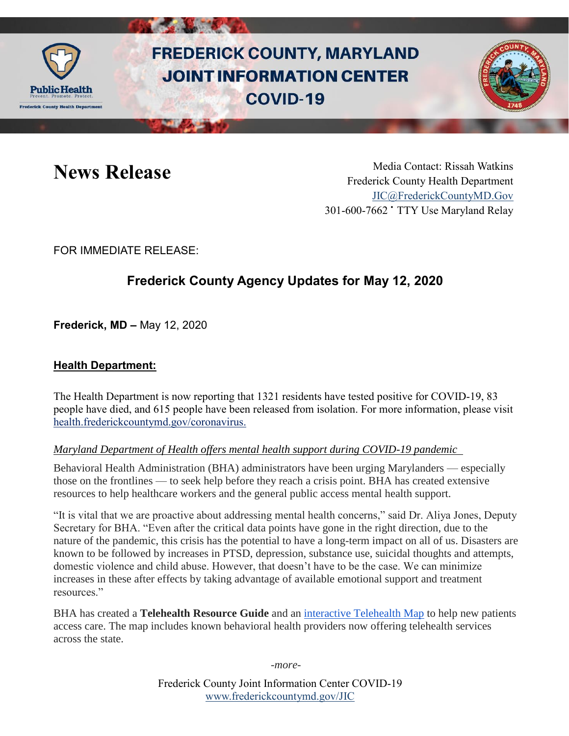# FREDERICK COUNTY, MARYLAND JOINT INFORMATION CENTER COVID-19

# News Release

Media Contact: Rissah Watkins
Frederick County Health Department
JIC@FrederickCountyMD.Gov
301-600-7662 • TTY Use Maryland Relay

FOR IMMEDIATE RELEASE:

## Frederick County Agency Updates for May 12, 2020

**Frederick, MD –** May 12, 2020

### Health Department:

The Health Department is now reporting that 1321 residents have tested positive for COVID-19, 83 people have died, and 615 people have been released from isolation. For more information, please visit health.frederickcountymd.gov/coronavirus.

*Maryland Department of Health offers mental health support during COVID-19 pandemic*

Behavioral Health Administration (BHA) administrators have been urging Marylanders — especially those on the frontlines — to seek help before they reach a crisis point. BHA has created extensive resources to help healthcare workers and the general public access mental health support.

"It is vital that we are proactive about addressing mental health concerns," said Dr. Aliya Jones, Deputy Secretary for BHA. "Even after the critical data points have gone in the right direction, due to the nature of the pandemic, this crisis has the potential to have a long-term impact on all of us. Disasters are known to be followed by increases in PTSD, depression, substance use, suicidal thoughts and attempts, domestic violence and child abuse. However, that doesn't have to be the case. We can minimize increases in these after effects by taking advantage of available emotional support and treatment resources."

BHA has created a **Telehealth Resource Guide** and an interactive Telehealth Map to help new patients access care. The map includes known behavioral health providers now offering telehealth services across the state.

*-more-*

Frederick County Joint Information Center COVID-19
www.frederickcountymd.gov/JIC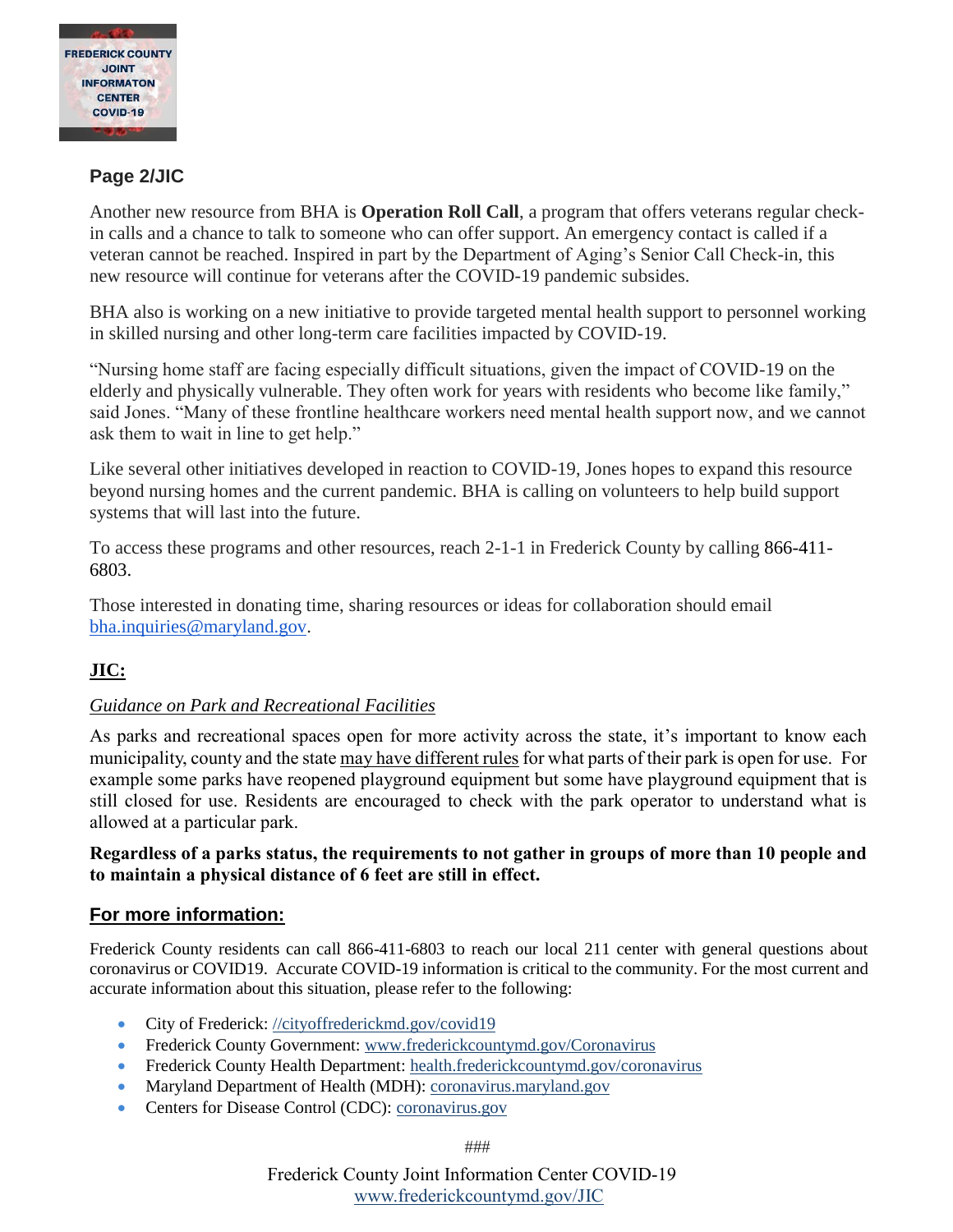**Page 2/JIC**

Another new resource from BHA is **Operation Roll Call**, a program that offers veterans regular check-in calls and a chance to talk to someone who can offer support. An emergency contact is called if a veteran cannot be reached. Inspired in part by the Department of Aging's Senior Call Check-in, this new resource will continue for veterans after the COVID-19 pandemic subsides.

BHA also is working on a new initiative to provide targeted mental health support to personnel working in skilled nursing and other long-term care facilities impacted by COVID-19.

"Nursing home staff are facing especially difficult situations, given the impact of COVID-19 on the elderly and physically vulnerable. They often work for years with residents who become like family," said Jones. "Many of these frontline healthcare workers need mental health support now, and we cannot ask them to wait in line to get help."

Like several other initiatives developed in reaction to COVID-19, Jones hopes to expand this resource beyond nursing homes and the current pandemic. BHA is calling on volunteers to help build support systems that will last into the future.

To access these programs and other resources, reach 2-1-1 in Frederick County by calling 866-411-6803.

Those interested in donating time, sharing resources or ideas for collaboration should email bha.inquiries@maryland.gov.

## JIC:

*Guidance on Park and Recreational Facilities*

As parks and recreational spaces open for more activity across the state, it's important to know each municipality, county and the state may have different rules for what parts of their park is open for use. For example some parks have reopened playground equipment but some have playground equipment that is still closed for use. Residents are encouraged to check with the park operator to understand what is allowed at a particular park.

**Regardless of a parks status, the requirements to not gather in groups of more than 10 people and to maintain a physical distance of 6 feet are still in effect.**

## For more information:

Frederick County residents can call 866-411-6803 to reach our local 211 center with general questions about coronavirus or COVID19. Accurate COVID-19 information is critical to the community. For the most current and accurate information about this situation, please refer to the following:

- City of Frederick: //cityoffrederickmd.gov/covid19
- Frederick County Government: www.frederickcountymd.gov/Coronavirus
- Frederick County Health Department: health.frederickcountymd.gov/coronavirus
- Maryland Department of Health (MDH): coronavirus.maryland.gov
- Centers for Disease Control (CDC): coronavirus.gov

###

Frederick County Joint Information Center COVID-19
www.frederickcountymd.gov/JIC